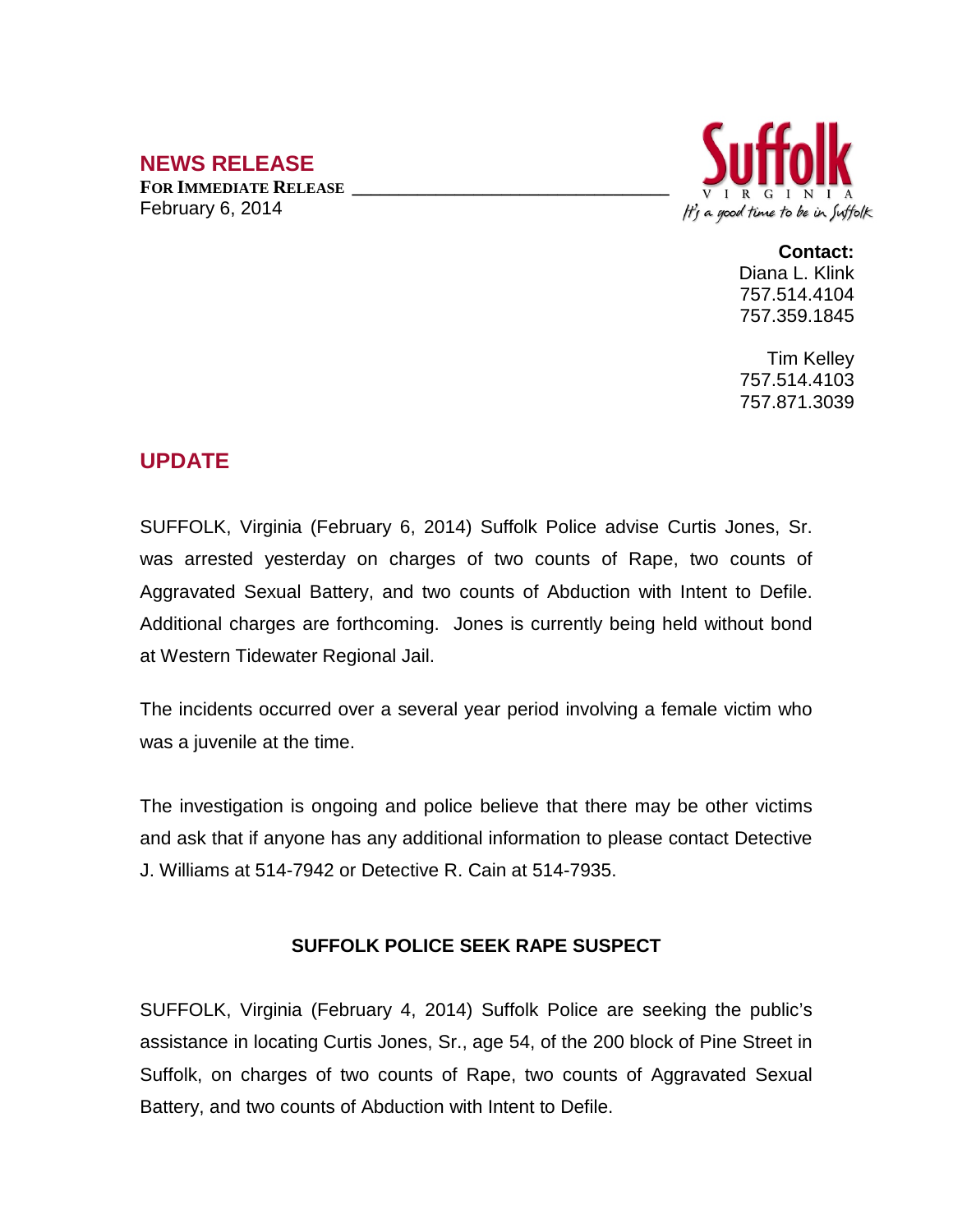## NEWS RELEASE

**FOR IMMEDIATE RELEASE**

February 6, 2014

Suffolk
VIRGINIA
It's a good time to be in Suffolk

**Contact:**
Diana L. Klink
757.514.4104
757.359.1845

Tim Kelley
757.514.4103
757.871.3039

## UPDATE

SUFFOLK, Virginia (February 6, 2014) Suffolk Police advise Curtis Jones, Sr. was arrested yesterday on charges of two counts of Rape, two counts of Aggravated Sexual Battery, and two counts of Abduction with Intent to Defile. Additional charges are forthcoming. Jones is currently being held without bond at Western Tidewater Regional Jail.

The incidents occurred over a several year period involving a female victim who was a juvenile at the time.

The investigation is ongoing and police believe that there may be other victims and ask that if anyone has any additional information to please contact Detective J. Williams at 514-7942 or Detective R. Cain at 514-7935.

### SUFFOLK POLICE SEEK RAPE SUSPECT

SUFFOLK, Virginia (February 4, 2014) Suffolk Police are seeking the public's assistance in locating Curtis Jones, Sr., age 54, of the 200 block of Pine Street in Suffolk, on charges of two counts of Rape, two counts of Aggravated Sexual Battery, and two counts of Abduction with Intent to Defile.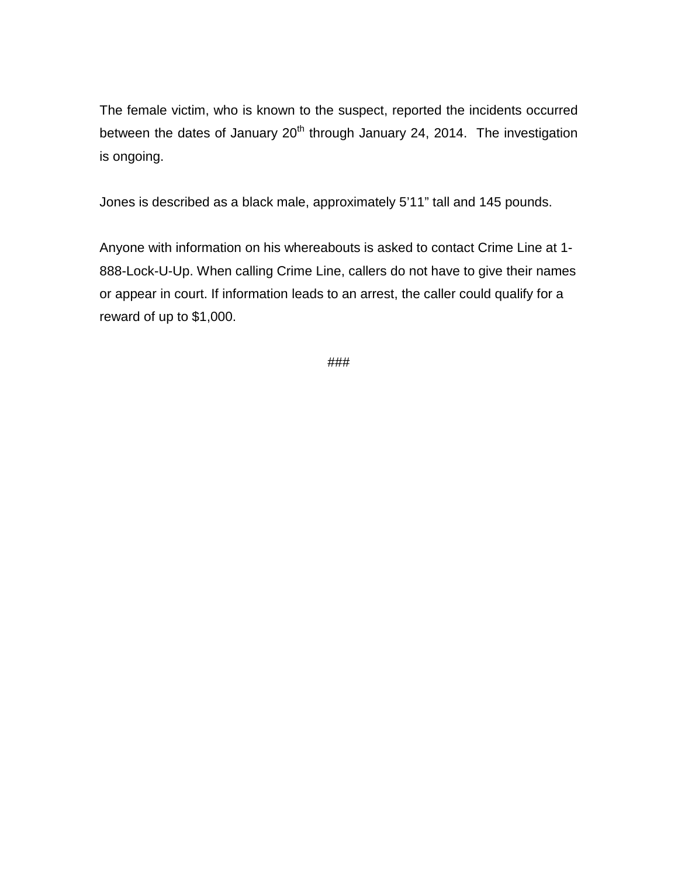The female victim, who is known to the suspect, reported the incidents occurred between the dates of January 20th through January 24, 2014. The investigation is ongoing.

Jones is described as a black male, approximately 5'11" tall and 145 pounds.

Anyone with information on his whereabouts is asked to contact Crime Line at 1-888-Lock-U-Up. When calling Crime Line, callers do not have to give their names or appear in court. If information leads to an arrest, the caller could qualify for a reward of up to $1,000.

###